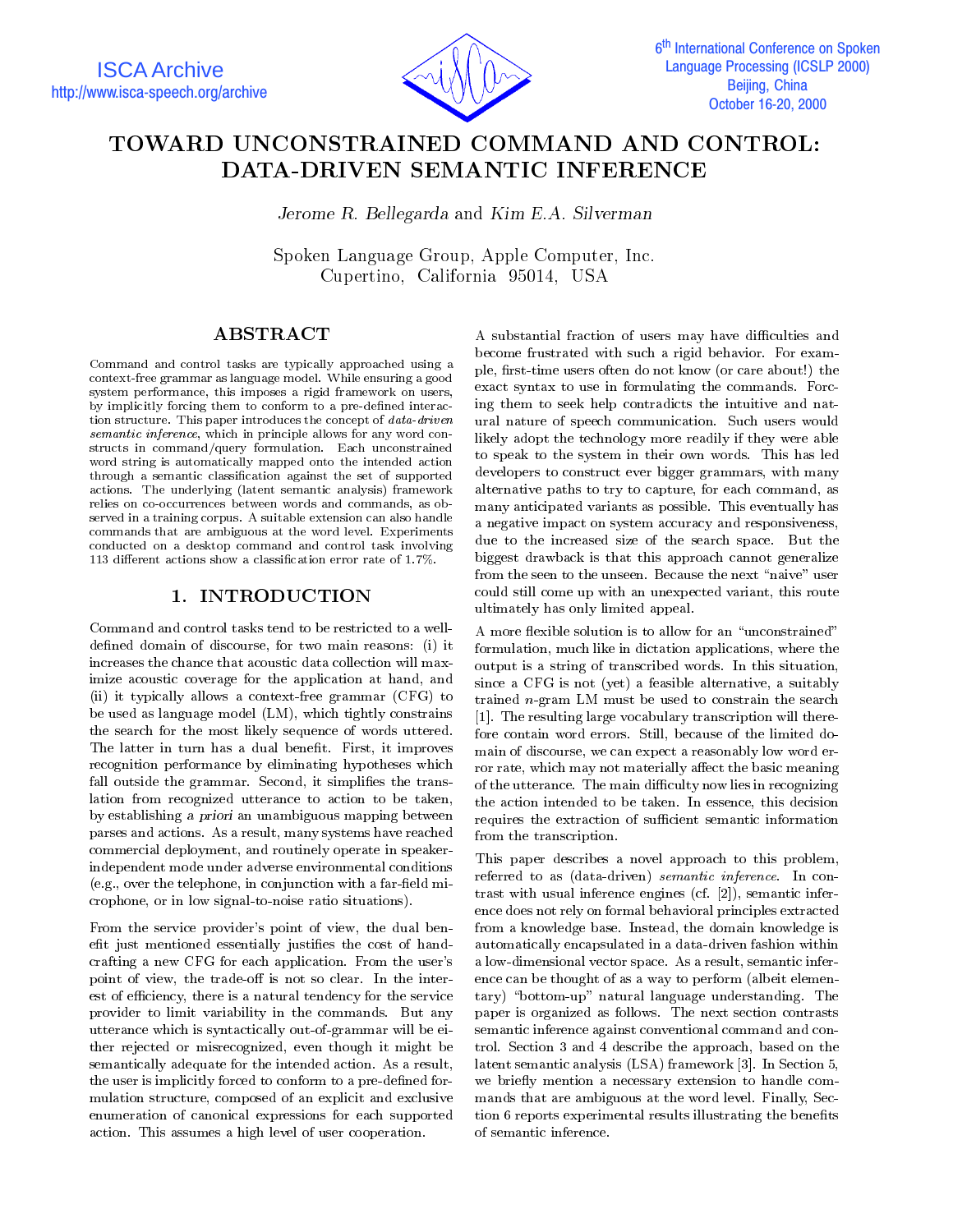# TOWARD UNCONSTRAINED COMMAND AND CONTROL: DATA-DRIVEN SEMANTIC INFERENCE

*Jerome R. Bellegarda* and *Kim E.A. Silverman*

Spoken Language Group, Apple Computer, Inc.
Cupertino, California 95014, USA

## ABSTRACT

Command and control tasks are typically approached using a context-free grammar as language model. While ensuring a good system performance, this imposes a rigid framework on users, by implicitly forcing them to conform to a pre-defined interaction structure. This paper introduces the concept of *data-driven semantic inference*, which in principle allows for any word constructs in command/query formulation. Each unconstrained word string is automatically mapped onto the intended action through a semantic classification against the set of supported actions. The underlying (latent semantic analysis) framework relies on co-occurrences between words and commands, as observed in a training corpus. A suitable extension can also handle commands that are ambiguous at the word level. Experiments conducted on a desktop command and control task involving 113 different actions show a classification error rate of 1.7%.

## 1. INTRODUCTION

Command and control tasks tend to be restricted to a well-defined domain of discourse, for two main reasons: (i) it increases the chance that acoustic data collection will maximize acoustic coverage for the application at hand, and (ii) it typically allows a context-free grammar (CFG) to be used as language model (LM), which tightly constrains the search for the most likely sequence of words uttered. The latter in turn has a dual benefit. First, it improves recognition performance by eliminating hypotheses which fall outside the grammar. Second, it simplifies the translation from recognized utterance to action to be taken, by establishing *a priori* an unambiguous mapping between parses and actions. As a result, many systems have reached commercial deployment, and routinely operate in speaker-independent mode under adverse environmental conditions (e.g., over the telephone, in conjunction with a far-field microphone, or in low signal-to-noise ratio situations).

From the service provider's point of view, the dual benefit just mentioned essentially justifies the cost of hand-crafting a new CFG for each application. From the user's point of view, the trade-off is not so clear. In the interest of efficiency, there is a natural tendency for the service provider to limit variability in the commands. But any utterance which is syntactically out-of-grammar will be either rejected or misrecognized, even though it might be semantically adequate for the intended action. As a result, the user is implicitly forced to conform to a pre-defined formulation structure, composed of an explicit and exclusive enumeration of canonical expressions for each supported action. This assumes a high level of user cooperation.

A substantial fraction of users may have difficulties and become frustrated with such a rigid behavior. For example, first-time users often do not know (or care about!) the exact syntax to use in formulating the commands. Forcing them to seek help contradicts the intuitive and natural nature of speech communication. Such users would likely adopt the technology more readily if they were able to speak to the system in their own words. This has led developers to construct ever bigger grammars, with many alternative paths to try to capture, for each command, as many anticipated variants as possible. This eventually has a negative impact on system accuracy and responsiveness, due to the increased size of the search space. But the biggest drawback is that this approach cannot generalize from the seen to the unseen. Because the next "naive" user could still come up with an unexpected variant, this route ultimately has only limited appeal.

A more flexible solution is to allow for an "unconstrained" formulation, much like in dictation applications, where the output is a string of transcribed words. In this situation, since a CFG is not (yet) a feasible alternative, a suitably trained $n$-gram LM must be used to constrain the search [1]. The resulting large vocabulary transcription will therefore contain word errors. Still, because of the limited domain of discourse, we can expect a reasonably low word error rate, which may not materially affect the basic meaning of the utterance. The main difficulty now lies in recognizing the action intended to be taken. In essence, this decision requires the extraction of sufficient semantic information from the transcription.

This paper describes a novel approach to this problem, referred to as (data-driven) *semantic inference*. In contrast with usual inference engines (cf. [2]), semantic inference does not rely on formal behavioral principles extracted from a knowledge base. Instead, the domain knowledge is automatically encapsulated in a data-driven fashion within a low-dimensional vector space. As a result, semantic inference can be thought of as a way to perform (albeit elementary) "bottom-up" natural language understanding. The paper is organized as follows. The next section contrasts semantic inference against conventional command and control. Section 3 and 4 describe the approach, based on the latent semantic analysis (LSA) framework [3]. In Section 5, we briefly mention a necessary extension to handle commands that are ambiguous at the word level. Finally, Section 6 reports experimental results illustrating the benefits of semantic inference.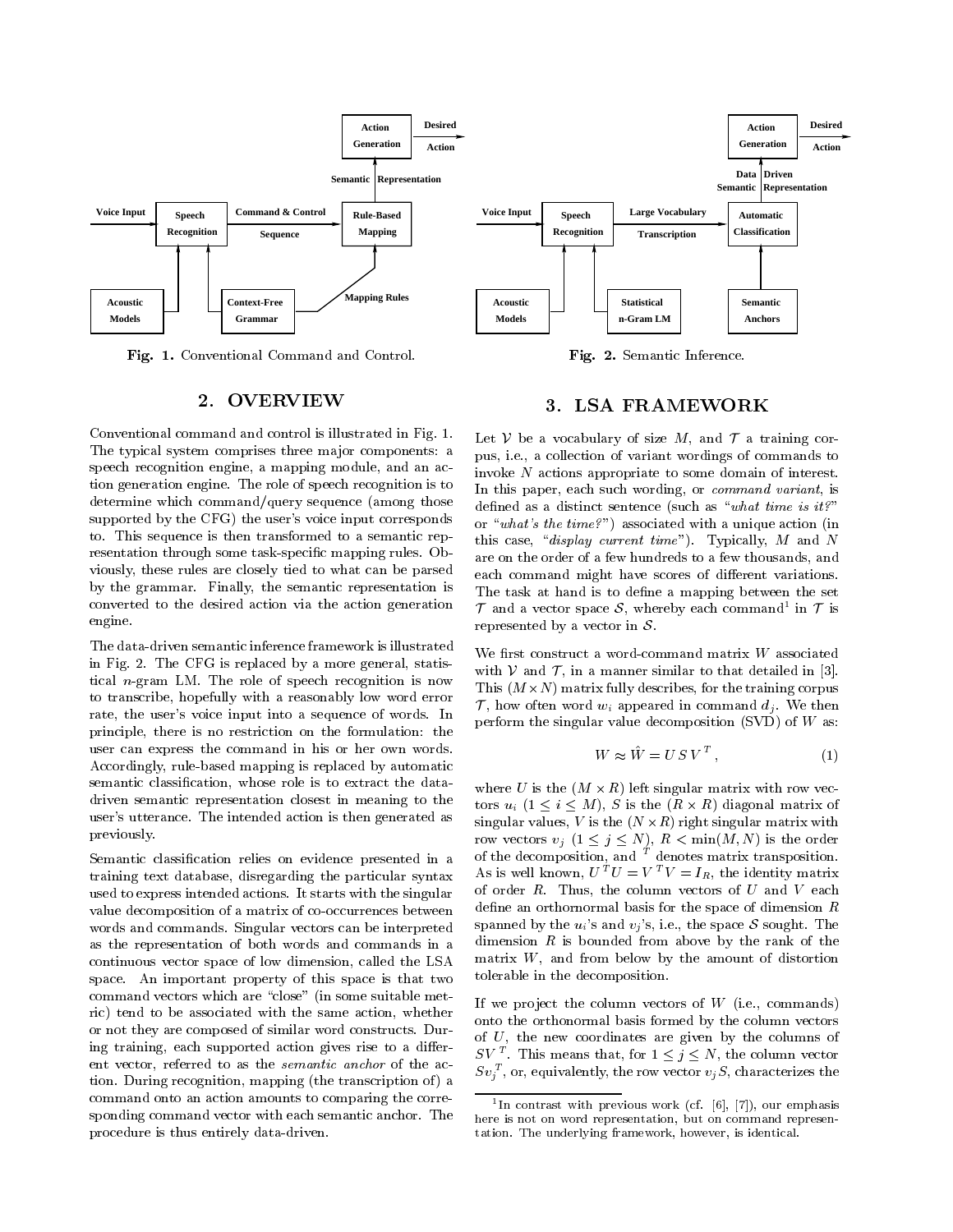Fig. 1. Conventional Command and Control.

Fig. 2. Semantic Inference.

## 2. OVERVIEW

Conventional command and control is illustrated in Fig. 1. The typical system comprises three major components: a speech recognition engine, a mapping module, and an action generation engine. The role of speech recognition is to determine which command/query sequence (among those supported by the CFG) the user's voice input corresponds to. This sequence is then transformed to a semantic representation through some task-specific mapping rules. Obviously, these rules are closely tied to what can be parsed by the grammar. Finally, the semantic representation is converted to the desired action via the action generation engine.

The data-driven semantic inference framework is illustrated in Fig. 2. The CFG is replaced by a more general, statistical $n$-gram LM. The role of speech recognition is now to transcribe, hopefully with a reasonably low word error rate, the user's voice input into a sequence of words. In principle, there is no restriction on the formulation: the user can express the command in his or her own words. Accordingly, rule-based mapping is replaced by automatic semantic classification, whose role is to extract the data-driven semantic representation closest in meaning to the user's utterance. The intended action is then generated as previously.

Semantic classification relies on evidence presented in a training text database, disregarding the particular syntax used to express intended actions. It starts with the singular value decomposition of a matrix of co-occurrences between words and commands. Singular vectors can be interpreted as the representation of both words and commands in a continuous vector space of low dimension, called the LSA space. An important property of this space is that two command vectors which are "close" (in some suitable metric) tend to be associated with the same action, whether or not they are composed of similar word constructs. During training, each supported action gives rise to a different vector, referred to as the *semantic anchor* of the action. During recognition, mapping (the transcription of) a command onto an action amounts to comparing the corresponding command vector with each semantic anchor. The procedure is thus entirely data-driven.

## 3. LSA FRAMEWORK

Let $\mathcal{V}$ be a vocabulary of size $M$, and $\mathcal{T}$ a training corpus, i.e., a collection of variant wordings of commands to invoke $N$ actions appropriate to some domain of interest. In this paper, each such wording, or *command variant*, is defined as a distinct sentence (such as "*what time is it?*" or "*what's the time?*") associated with a unique action (in this case, "*display current time*"). Typically, $M$ and $N$ are on the order of a few hundreds to a few thousands, and each command might have scores of different variations. The task at hand is to define a mapping between the set $\mathcal{T}$ and a vector space $\mathcal{S}$, whereby each command[1] in $\mathcal{T}$ is represented by a vector in $\mathcal{S}$.

We first construct a word-command matrix $W$ associated with $\mathcal{V}$ and $\mathcal{T}$, in a manner similar to that detailed in [3]. This $(M \times N)$ matrix fully describes, for the training corpus $\mathcal{T}$, how often word $w_i$ appeared in command $d_j$. We then perform the singular value decomposition (SVD) of $W$ as:

$$W \approx \hat{W} = U\, S\, V^T, \tag{1}$$

where $U$ is the $(M \times R)$ left singular matrix with row vectors $u_i$ $(1 \leq i \leq M)$, $S$ is the $(R \times R)$ diagonal matrix of singular values, $V$ is the $(N \times R)$ right singular matrix with row vectors $v_j$ $(1 \leq j \leq N)$, $R < \min(M, N)$ is the order of the decomposition, and $^T$ denotes matrix transposition. As is well known, $U^T U = V^T V = I_R$, the identity matrix of order $R$. Thus, the column vectors of $U$ and $V$ each define an orthornormal basis for the space of dimension $R$ spanned by the $u_i$'s and $v_j$'s, i.e., the space $\mathcal{S}$ sought. The dimension $R$ is bounded from above by the rank of the matrix $W$, and from below by the amount of distortion tolerable in the decomposition.

If we project the column vectors of $W$ (i.e., commands) onto the orthonormal basis formed by the column vectors of $U$, the new coordinates are given by the columns of $SV^T$. This means that, for $1 \leq j \leq N$, the column vector $Sv_j^T$, or, equivalently, the row vector $v_j S$, characterizes the

[1] In contrast with previous work (cf. [6], [7]), our emphasis here is not on word representation, but on command representation. The underlying framework, however, is identical.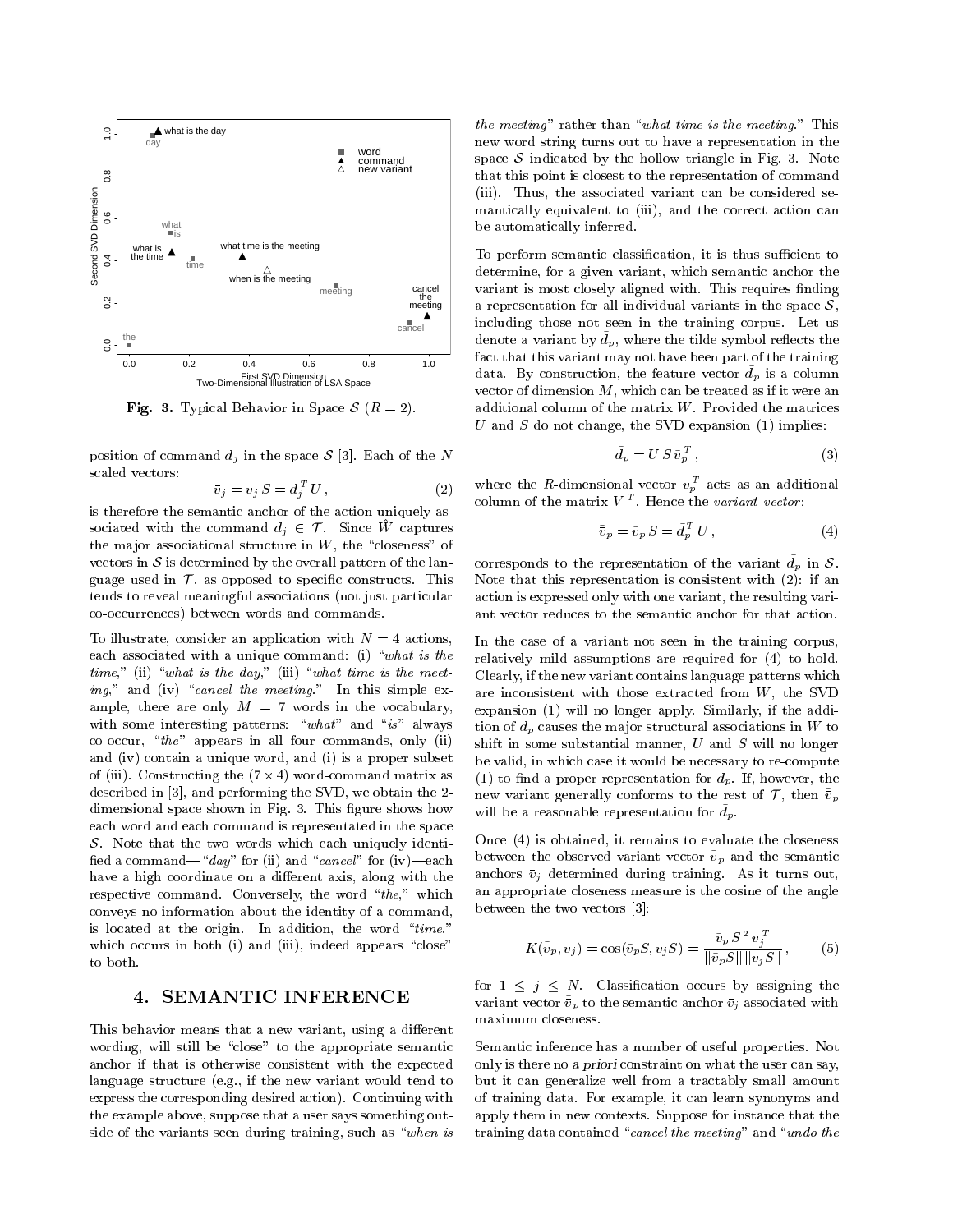**Fig. 3.** Typical Behavior in Space $\mathcal{S}$ ($R = 2$).

position of command $d_j$ in the space $\mathcal{S}$ [3]. Each of the $N$ scaled vectors:

$$\bar{v}_j = v_j \, S = d_j^T \, U \,, \tag{2}$$

is therefore the semantic anchor of the action uniquely associated with the command $d_j \in \mathcal{T}$. Since $\hat{W}$ captures the major associational structure in $W$, the "closeness" of vectors in $\mathcal{S}$ is determined by the overall pattern of the language used in $\mathcal{T}$, as opposed to specific constructs. This tends to reveal meaningful associations (not just particular co-occurrences) between words and commands.

To illustrate, consider an application with $N = 4$ actions, each associated with a unique command: (i) "*what is the time*," (ii) "*what is the day*," (iii) "*what time is the meeting*," and (iv) "*cancel the meeting*." In this simple example, there are only $M = 7$ words in the vocabulary, with some interesting patterns: "*what*" and "*is*" always co-occur, "*the*" appears in all four commands, only (ii) and (iv) contain a unique word, and (i) is a proper subset of (iii). Constructing the $(7 \times 4)$ word-command matrix as described in [3], and performing the SVD, we obtain the 2-dimensional space shown in Fig. 3. This figure shows how each word and each command is representated in the space $\mathcal{S}$. Note that the two words which each uniquely identified a command—"*day*" for (ii) and "*cancel*" for (iv)—each have a high coordinate on a different axis, along with the respective command. Conversely, the word "*the*," which conveys no information about the identity of a command, is located at the origin. In addition, the word "*time*," which occurs in both (i) and (iii), indeed appears "close" to both.

## 4. SEMANTIC INFERENCE

This behavior means that a new variant, using a different wording, will still be "close" to the appropriate semantic anchor if that is otherwise consistent with the expected language structure (e.g., if the new variant would tend to express the corresponding desired action). Continuing with the example above, suppose that a user says something outside of the variants seen during training, such as "*when is the meeting*" rather than "*what time is the meeting*." This new word string turns out to have a representation in the space $\mathcal{S}$ indicated by the hollow triangle in Fig. 3. Note that this point is closest to the representation of command (iii). Thus, the associated variant can be considered semantically equivalent to (iii), and the correct action can be automatically inferred.

To perform semantic classification, it is thus sufficient to determine, for a given variant, which semantic anchor the variant is most closely aligned with. This requires finding a representation for all individual variants in the space $\mathcal{S}$, including those not seen in the training corpus. Let us denote a variant by $\tilde{d}_p$, where the tilde symbol reflects the fact that this variant may not have been part of the training data. By construction, the feature vector $\tilde{d}_p$ is a column vector of dimension $M$, which can be treated as if it were an additional column of the matrix $W$. Provided the matrices $U$ and $S$ do not change, the SVD expansion (1) implies:

$$\tilde{d}_p = U \, S \, \tilde{v}_p^{\,T} \,, \tag{3}$$

where the $R$-dimensional vector $\tilde{v}_p^T$ acts as an additional column of the matrix $V^T$. Hence the *variant vector*:

$$\bar{\tilde{v}}_p = \tilde{v}_p \, S = \tilde{d}_p^T \, U \,, \tag{4}$$

corresponds to the representation of the variant $\tilde{d}_p$ in $\mathcal{S}$. Note that this representation is consistent with (2): if an action is expressed only with one variant, the resulting variant vector reduces to the semantic anchor for that action.

In the case of a variant not seen in the training corpus, relatively mild assumptions are required for (4) to hold. Clearly, if the new variant contains language patterns which are inconsistent with those extracted from $W$, the SVD expansion (1) will no longer apply. Similarly, if the addition of $\tilde{d}_p$ causes the major structural associations in $W$ to shift in some substantial manner, $U$ and $S$ will no longer be valid, in which case it would be necessary to re-compute (1) to find a proper representation for $\tilde{d}_p$. If, however, the new variant generally conforms to the rest of $\mathcal{T}$, then $\bar{\tilde{v}}_p$ will be a reasonable representation for $\tilde{d}_p$.

Once (4) is obtained, it remains to evaluate the closeness between the observed variant vector $\bar{\tilde{v}}_p$ and the semantic anchors $\bar{v}_j$ determined during training. As it turns out, an appropriate closeness measure is the cosine of the angle between the two vectors [3]:

$$K(\bar{\tilde{v}}_p, \bar{v}_j) = \cos(\tilde{v}_p S, v_j S) = \frac{\tilde{v}_p \, S^2 \, v_j^T}{\|\tilde{v}_p S\| \, \|v_j S\|} \,, \tag{5}$$

for $1 \leq j \leq N$. Classification occurs by assigning the variant vector $\bar{\tilde{v}}_p$ to the semantic anchor $\bar{v}_j$ associated with maximum closeness.

Semantic inference has a number of useful properties. Not only is there no *a priori* constraint on what the user can say, but it can generalize well from a tractably small amount of training data. For example, it can learn synonyms and apply them in new contexts. Suppose for instance that the training data contained "*cancel the meeting*" and "*undo the*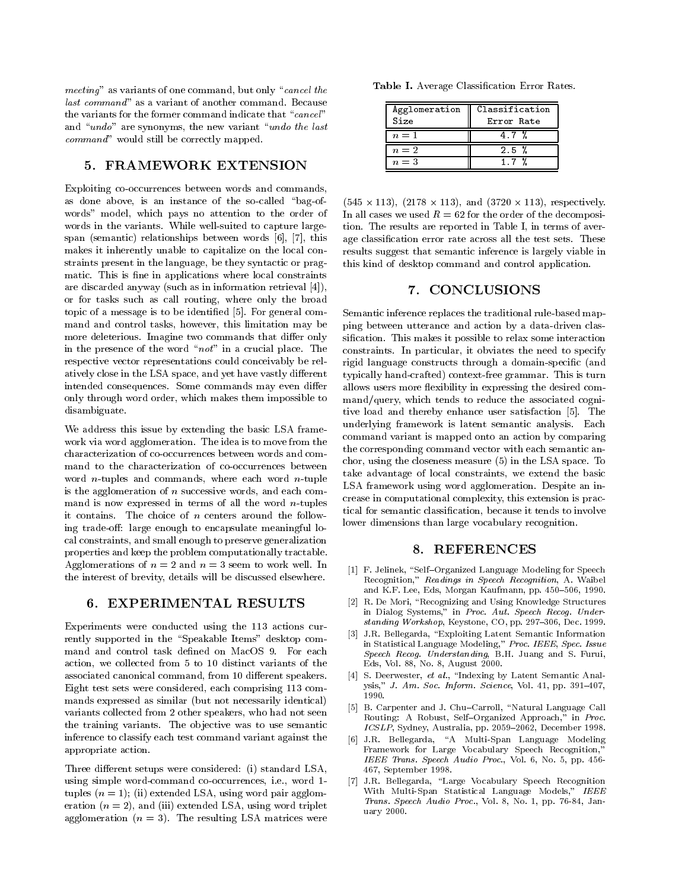*meeting*" as variants of one command, but only "*cancel the last command*" as a variant of another command. Because the variants for the former command indicate that "*cancel*" and "*undo*" are synonyms, the new variant "*undo the last command*" would still be correctly mapped.

## 5. FRAMEWORK EXTENSION

Exploiting co-occurrences between words and commands, as done above, is an instance of the so-called "bag-of-words" model, which pays no attention to the order of words in the variants. While well-suited to capture large-span (semantic) relationships between words [6], [7], this makes it inherently unable to capitalize on the local constraints present in the language, be they syntactic or pragmatic. This is fine in applications where local constraints are discarded anyway (such as in information retrieval [4]), or for tasks such as call routing, where only the broad topic of a message is to be identified [5]. For general command and control tasks, however, this limitation may be more deleterious. Imagine two commands that differ only in the presence of the word "*not*" in a crucial place. The respective vector representations could conceivably be relatively close in the LSA space, and yet have vastly different intended consequences. Some commands may even differ only through word order, which makes them impossible to disambiguate.

We address this issue by extending the basic LSA framework via word agglomeration. The idea is to move from the characterization of co-occurrences between words and command to the characterization of co-occurrences between word $n$-tuples and commands, where each word $n$-tuple is the agglomeration of $n$ successive words, and each command is now expressed in terms of all the word $n$-tuples it contains. The choice of $n$ centers around the following trade-off: large enough to encapsulate meaningful local constraints, and small enough to preserve generalization properties and keep the problem computationally tractable. Agglomerations of $n = 2$ and $n = 3$ seem to work well. In the interest of brevity, details will be discussed elsewhere.

## 6. EXPERIMENTAL RESULTS

Experiments were conducted using the 113 actions currently supported in the "Speakable Items" desktop command and control task defined on MacOS 9. For each action, we collected from 5 to 10 distinct variants of the associated canonical command, from 10 different speakers. Eight test sets were considered, each comprising 113 commands expressed as similar (but not necessarily identical) variants collected from 2 other speakers, who had not seen the training variants. The objective was to use semantic inference to classify each test command variant against the appropriate action.

Three different setups were considered: (i) standard LSA, using simple word-command co-occurrences, i.e., word 1-tuples ($n = 1$); (ii) extended LSA, using word pair agglomeration ($n = 2$), and (iii) extended LSA, using word triplet agglomeration ($n = 3$). The resulting LSA matrices were

**Table I.** Average Classification Error Rates.

| Agglomeration Size | Classification Error Rate |
|---|---|
| $n = 1$ | 4.7 % |
| $n = 2$ | 2.5 % |
| $n = 3$ | 1.7 % |

$(545 \times 113)$, $(2178 \times 113)$, and $(3720 \times 113)$, respectively. In all cases we used $R = 62$ for the order of the decomposition. The results are reported in Table I, in terms of average classification error rate across all the test sets. These results suggest that semantic inference is largely viable in this kind of desktop command and control application.

## 7. CONCLUSIONS

Semantic inference replaces the traditional rule-based mapping between utterance and action by a data-driven classification. This makes it possible to relax some interaction constraints. In particular, it obviates the need to specify rigid language constructs through a domain-specific (and typically hand-crafted) context-free grammar. This is turn allows users more flexibility in expressing the desired command/query, which tends to reduce the associated cognitive load and thereby enhance user satisfaction [5]. The underlying framework is latent semantic analysis. Each command variant is mapped onto an action by comparing the corresponding command vector with each semantic anchor, using the closeness measure (5) in the LSA space. To take advantage of local constraints, we extend the basic LSA framework using word agglomeration. Despite an increase in computational complexity, this extension is practical for semantic classification, because it tends to involve lower dimensions than large vocabulary recognition.

## 8. REFERENCES

[1] F. Jelinek, "Self–Organized Language Modeling for Speech Recognition," *Readings in Speech Recognition*, A. Waibel and K.F. Lee, Eds, Morgan Kaufmann, pp. 450–506, 1990.

[2] R. De Mori, "Recognizing and Using Knowledge Structures in Dialog Systems," in *Proc. Aut. Speech Recog. Understanding Workshop*, Keystone, CO, pp. 297–306, Dec. 1999.

[3] J.R. Bellegarda, "Exploiting Latent Semantic Information in Statistical Language Modeling," *Proc. IEEE, Spec. Issue Speech Recog. Understanding*, B.H. Juang and S. Furui, Eds, Vol. 88, No. 8, August 2000.

[4] S. Deerwester, *et al.*, "Indexing by Latent Semantic Analysis," *J. Am. Soc. Inform. Science*, Vol. 41, pp. 391–407, 1990.

[5] B. Carpenter and J. Chu–Carroll, "Natural Language Call Routing: A Robust, Self–Organized Approach," in *Proc. ICSLP*, Sydney, Australia, pp. 2059–2062, December 1998.

[6] J.R. Bellegarda, "A Multi-Span Language Modeling Framework for Large Vocabulary Speech Recognition," *IEEE Trans. Speech Audio Proc.*, Vol. 6, No. 5, pp. 456-467, September 1998.

[7] J.R. Bellegarda, "Large Vocabulary Speech Recognition With Multi-Span Statistical Language Models," *IEEE Trans. Speech Audio Proc.*, Vol. 8, No. 1, pp. 76-84, January 2000.